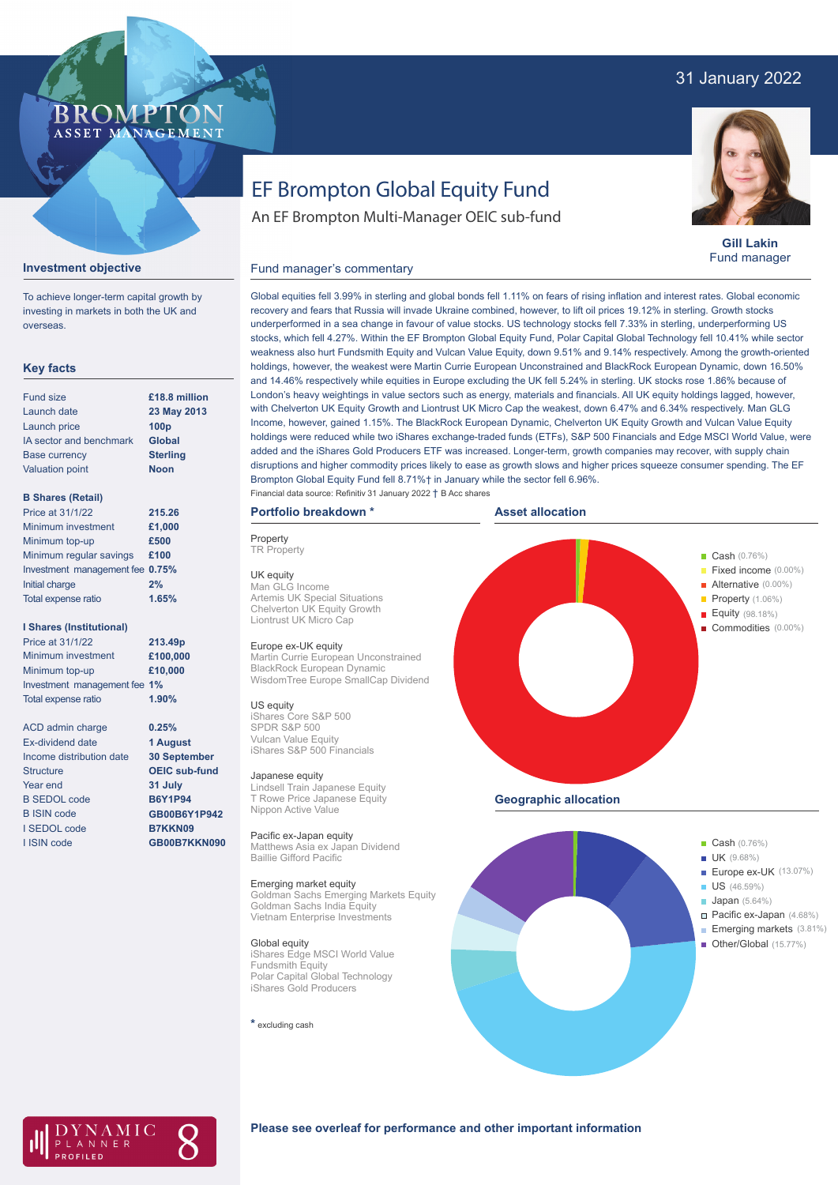31 January 2022

# EF Brompton Global Equity Fund

An EF Brompton Multi-Manager OEIC sub-fund

**Gill Lakin**
Fund manager

## Investment objective

To achieve longer-term capital growth by investing in markets in both the UK and overseas.

## Key facts

| | |
|---|---|
| Fund size | **£18.8 million** |
| Launch date | **23 May 2013** |
| Launch price | **100p** |
| IA sector and benchmark | **Global** |
| Base currency | **Sterling** |
| Valuation point | **Noon** |

**B Shares (Retail)**

| | |
|---|---|
| Price at 31/1/22 | **215.26** |
| Minimum investment | **£1,000** |
| Minimum top-up | **£500** |
| Minimum regular savings | **£100** |
| Investment management fee | **0.75%** |
| Initial charge | **2%** |
| Total expense ratio | **1.65%** |

**I Shares (Institutional)**

| | |
|---|---|
| Price at 31/1/22 | **213.49p** |
| Minimum investment | **£100,000** |
| Minimum top-up | **£10,000** |
| Investment management fee | **1%** |
| Total expense ratio | **1.90%** |

| | |
|---|---|
| ACD admin charge | **0.25%** |
| Ex-dividend date | **1 August** |
| Income distribution date | **30 September** |
| Structure | **OEIC sub-fund** |
| Year end | **31 July** |
| B SEDOL code | **B6Y1P94** |
| B ISIN code | **GB00B6Y1P942** |
| I SEDOL code | **B7KKN09** |
| I ISIN code | **GB00B7KKN090** |

## Fund manager's commentary

Global equities fell 3.99% in sterling and global bonds fell 1.11% on fears of rising inflation and interest rates. Global economic recovery and fears that Russia will invade Ukraine combined, however, to lift oil prices 19.12% in sterling. Growth stocks underperformed in a sea change in favour of value stocks. US technology stocks fell 7.33% in sterling, underperforming US stocks, which fell 4.27%. Within the EF Brompton Global Equity Fund, Polar Capital Global Technology fell 10.41% while sector weakness also hurt Fundsmith Equity and Vulcan Value Equity, down 9.51% and 9.14% respectively. Among the growth-oriented holdings, however, the weakest were Martin Currie European Unconstrained and BlackRock European Dynamic, down 16.50% and 14.46% respectively while equities in Europe excluding the UK fell 5.24% in sterling. UK stocks rose 1.86% because of London's heavy weightings in value sectors such as energy, materials and financials. All UK equity holdings lagged, however, with Chelverton UK Equity Growth and Liontrust UK Micro Cap the weakest, down 6.47% and 6.34% respectively. Man GLG Income, however, gained 1.15%. The BlackRock European Dynamic, Chelverton UK Equity Growth and Vulcan Value Equity holdings were reduced while two iShares exchange-traded funds (ETFs), S&P 500 Financials and Edge MSCI World Value, were added and the iShares Gold Producers ETF was increased. Longer-term, growth companies may recover, with supply chain disruptions and higher commodity prices likely to ease as growth slows and higher prices squeeze consumer spending. The EF Brompton Global Equity Fund fell 8.71%† in January while the sector fell 6.96%.

Financial data source: Refinitiv 31 January 2022 † B Acc shares

## Portfolio breakdown *

**Property**
TR Property

**UK equity**
Man GLG Income
Artemis UK Special Situations
Chelverton UK Equity Growth
Liontrust UK Micro Cap

**Europe ex-UK equity**
Martin Currie European Unconstrained
BlackRock European Dynamic
WisdomTree Europe SmallCap Dividend

**US equity**
iShares Core S&P 500
SPDR S&P 500
Vulcan Value Equity
iShares S&P 500 Financials

**Japanese equity**
Lindsell Train Japanese Equity
T Rowe Price Japanese Equity
Nippon Active Value

**Pacific ex-Japan equity**
Matthews Asia ex Japan Dividend
Baillie Gifford Pacific

**Emerging market equity**
Goldman Sachs Emerging Markets Equity
Goldman Sachs India Equity
Vietnam Enterprise Investments

**Global equity**
iShares Edge MSCI World Value
Fundsmith Equity
Polar Capital Global Technology
iShares Gold Producers

\* excluding cash

## Asset allocation

- Cash (0.76%)
- Fixed income (0.00%)
- Alternative (0.00%)
- Property (1.06%)
- Equity (98.18%)
- Commodities (0.00%)

## Geographic allocation

- Cash (0.76%)
- UK (9.68%)
- Europe ex-UK (13.07%)
- US (46.59%)
- Japan (5.64%)
- Pacific ex-Japan (4.68%)
- Emerging markets (3.81%)
- Other/Global (15.77%)

**Please see overleaf for performance and other important information**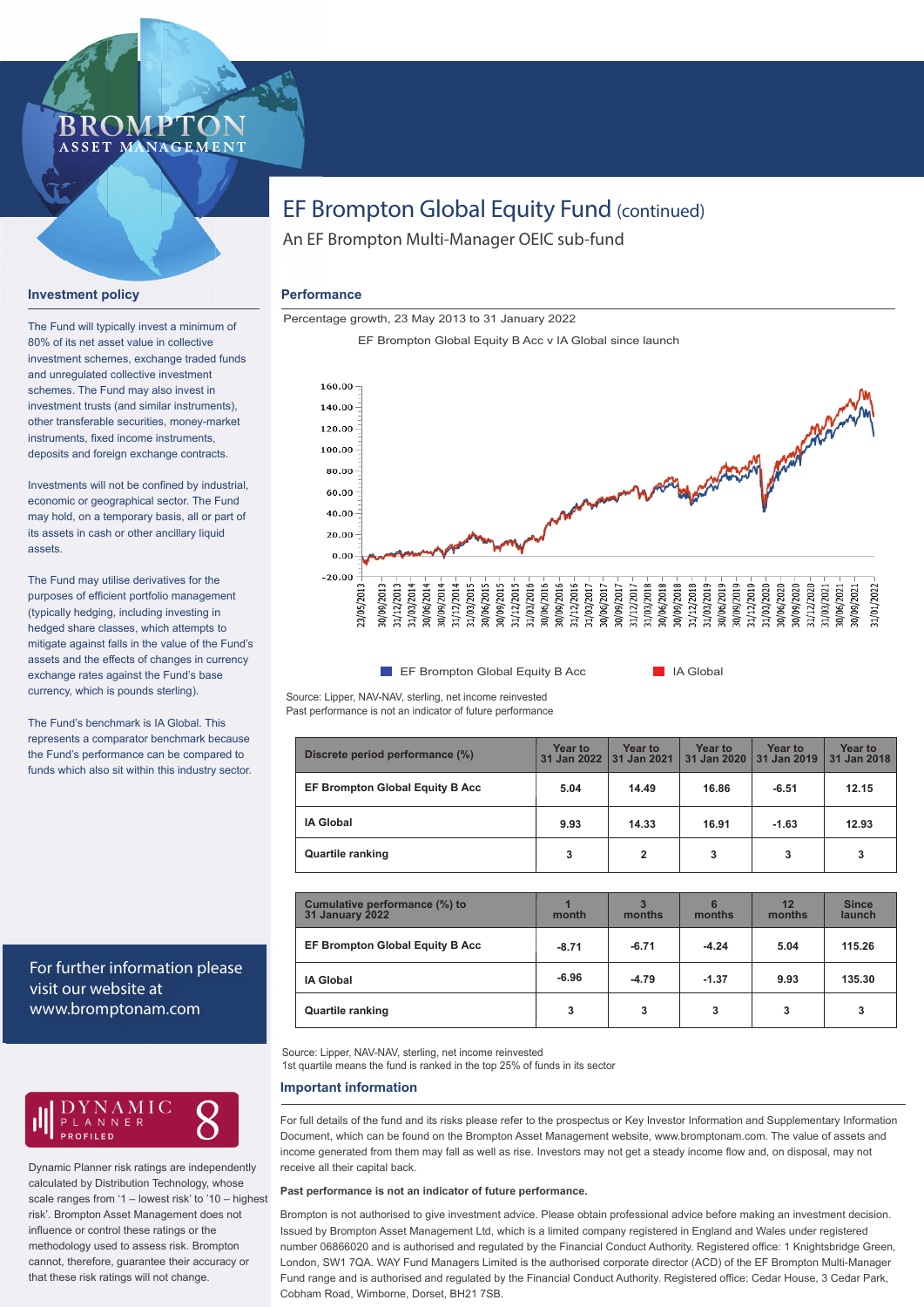# EF Brompton Global Equity Fund (continued)

An EF Brompton Multi-Manager OEIC sub-fund

## Investment policy

The Fund will typically invest a minimum of 80% of its net asset value in collective investment schemes, exchange traded funds and unregulated collective investment schemes. The Fund may also invest in investment trusts (and similar instruments), other transferable securities, money-market instruments, fixed income instruments, deposits and foreign exchange contracts.

Investments will not be confined by industrial, economic or geographical sector. The Fund may hold, on a temporary basis, all or part of its assets in cash or other ancillary liquid assets.

The Fund may utilise derivatives for the purposes of efficient portfolio management (typically hedging, including investing in hedged share classes, which attempts to mitigate against falls in the value of the Fund's assets and the effects of changes in currency exchange rates against the Fund's base currency, which is pounds sterling).

The Fund's benchmark is IA Global. This represents a comparator benchmark because the Fund's performance can be compared to funds which also sit within this industry sector.

For further information please visit our website at www.bromptonam.com

DYNAMIC PLANNER PROFILED 8

Dynamic Planner risk ratings are independently calculated by Distribution Technology, whose scale ranges from '1 – lowest risk' to '10 – highest risk'. Brompton Asset Management does not influence or control these ratings or the methodology used to assess risk. Brompton cannot, therefore, guarantee their accuracy or that these risk ratings will not change.

## Performance

Percentage growth, 23 May 2013 to 31 January 2022

EF Brompton Global Equity B Acc v IA Global since launch

160.00
140.00
120.00
100.00
80.00
60.00
40.00
20.00
0.00
-20.00

23/05/2013 30/09/2013 31/12/2013 31/03/2014 30/06/2014 30/09/2014 31/12/2014 31/03/2015 30/06/2015 30/09/2015 31/12/2015 31/03/2016 30/06/2016 30/09/2016 31/12/2016 31/03/2017 30/06/2017 30/09/2017 31/12/2017 31/03/2018 30/06/2018 30/09/2018 31/12/2018 31/03/2019 30/06/2019 30/09/2019 31/12/2019 31/03/2020 30/06/2020 30/09/2020 31/12/2020 31/03/2021 30/06/2021 30/09/2021 31/01/2022

EF Brompton Global Equity B Acc
IA Global

Source: Lipper, NAV-NAV, sterling, net income reinvested
Past performance is not an indicator of future performance

| Discrete period performance (%) | Year to 31 Jan 2022 | Year to 31 Jan 2021 | Year to 31 Jan 2020 | Year to 31 Jan 2019 | Year to 31 Jan 2018 |
|---|---|---|---|---|---|
| EF Brompton Global Equity B Acc | 5.04 | 14.49 | 16.86 | -6.51 | 12.15 |
| IA Global | 9.93 | 14.33 | 16.91 | -1.63 | 12.93 |
| Quartile ranking | 3 | 2 | 3 | 3 | 3 |

| Cumulative performance (%) to 31 January 2022 | 1 month | 3 months | 6 months | 12 months | Since launch |
|---|---|---|---|---|---|
| EF Brompton Global Equity B Acc | -8.71 | -6.71 | -4.24 | 5.04 | 115.26 |
| IA Global | -6.96 | -4.79 | -1.37 | 9.93 | 135.30 |
| Quartile ranking | 3 | 3 | 3 | 3 | 3 |

Source: Lipper, NAV-NAV, sterling, net income reinvested
1st quartile means the fund is ranked in the top 25% of funds in its sector

## Important information

For full details of the fund and its risks please refer to the prospectus or Key Investor Information and Supplementary Information Document, which can be found on the Brompton Asset Management website, www.bromptonam.com. The value of assets and income generated from them may fall as well as rise. Investors may not get a steady income flow and, on disposal, may not receive all their capital back.

**Past performance is not an indicator of future performance.**

Brompton is not authorised to give investment advice. Please obtain professional advice before making an investment decision. Issued by Brompton Asset Management Ltd, which is a limited company registered in England and Wales under registered number 06866020 and is authorised and regulated by the Financial Conduct Authority. Registered office: 1 Knightsbridge Green, London, SW1 7QA. WAY Fund Managers Limited is the authorised corporate director (ACD) of the EF Brompton Multi-Manager Fund range and is authorised and regulated by the Financial Conduct Authority. Registered office: Cedar House, 3 Cedar Park, Cobham Road, Wimborne, Dorset, BH21 7SB.